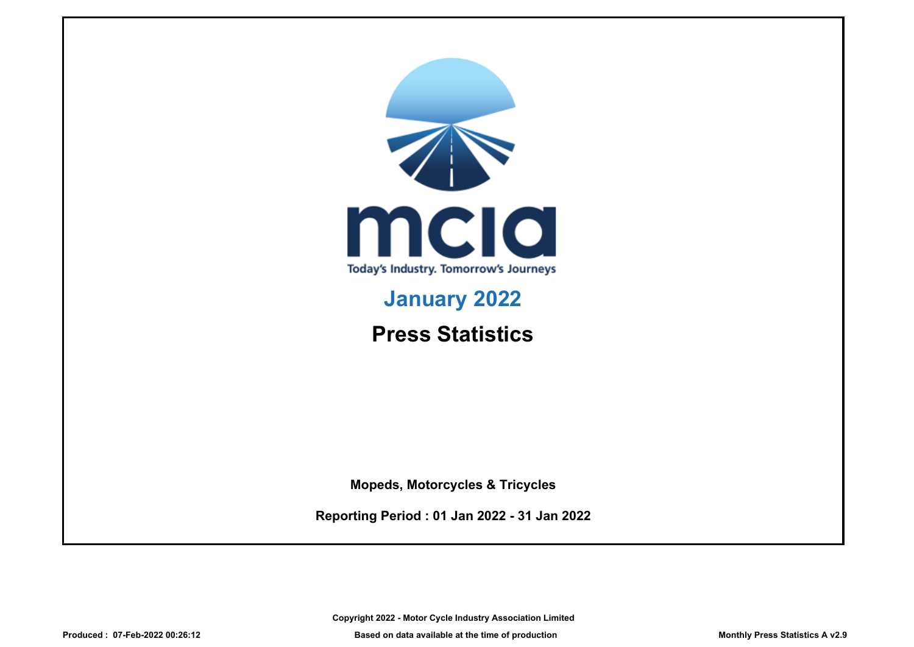mcia

Today's Industry. Tomorrow's Journeys

# January 2022

# Press Statistics

**Mopeds, Motorcycles & Tricycles**

**Reporting Period : 01 Jan 2022 - 31 Jan 2022**

**Copyright 2022 - Motor Cycle Industry Association Limited**

**Produced : 07-Feb-2022 00:26:12** **Based on data available at the time of production** **Monthly Press Statistics A v2.9**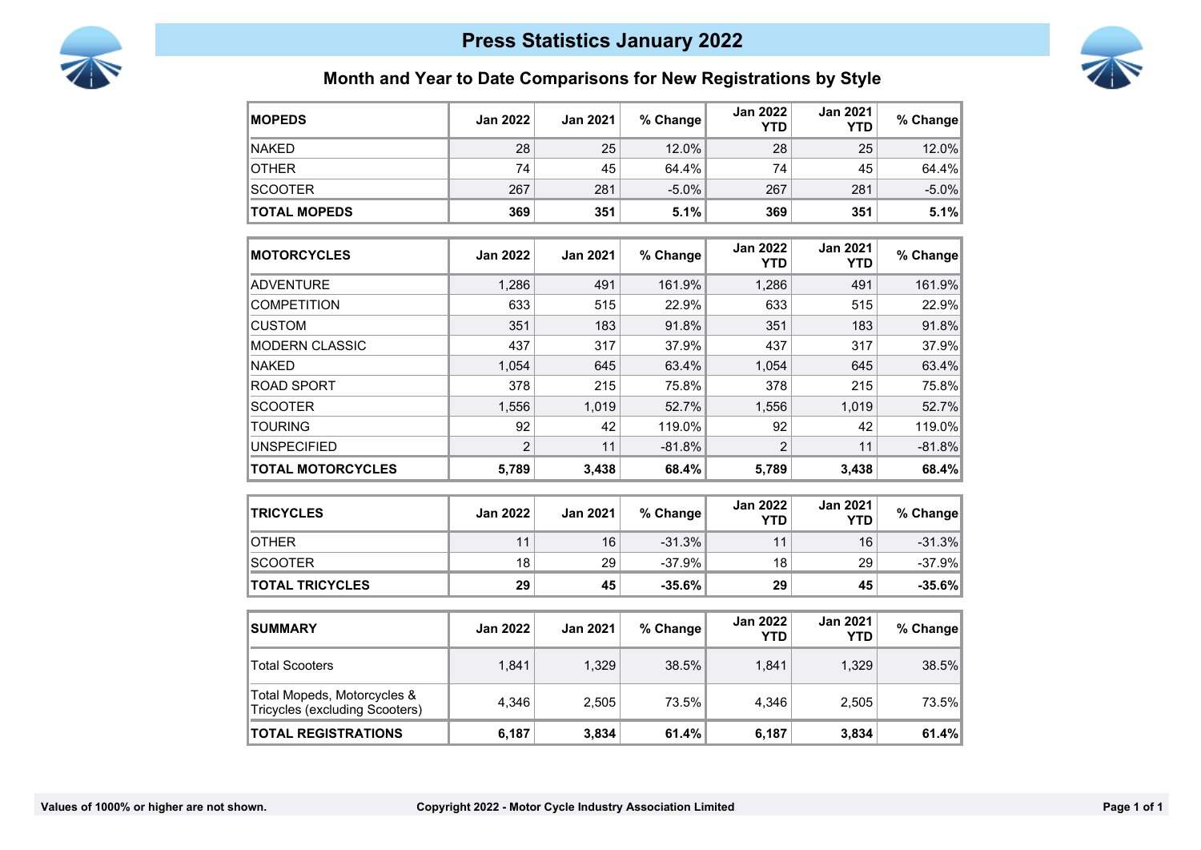# Press Statistics January 2022

## Month and Year to Date Comparisons for New Registrations by Style

| MOPEDS | Jan 2022 | Jan 2021 | % Change | Jan 2022 YTD | Jan 2021 YTD | % Change |
|---|---|---|---|---|---|---|
| NAKED | 28 | 25 | 12.0% | 28 | 25 | 12.0% |
| OTHER | 74 | 45 | 64.4% | 74 | 45 | 64.4% |
| SCOOTER | 267 | 281 | -5.0% | 267 | 281 | -5.0% |
| **TOTAL MOPEDS** | **369** | **351** | **5.1%** | **369** | **351** | **5.1%** |

| MOTORCYCLES | Jan 2022 | Jan 2021 | % Change | Jan 2022 YTD | Jan 2021 YTD | % Change |
|---|---|---|---|---|---|---|
| ADVENTURE | 1,286 | 491 | 161.9% | 1,286 | 491 | 161.9% |
| COMPETITION | 633 | 515 | 22.9% | 633 | 515 | 22.9% |
| CUSTOM | 351 | 183 | 91.8% | 351 | 183 | 91.8% |
| MODERN CLASSIC | 437 | 317 | 37.9% | 437 | 317 | 37.9% |
| NAKED | 1,054 | 645 | 63.4% | 1,054 | 645 | 63.4% |
| ROAD SPORT | 378 | 215 | 75.8% | 378 | 215 | 75.8% |
| SCOOTER | 1,556 | 1,019 | 52.7% | 1,556 | 1,019 | 52.7% |
| TOURING | 92 | 42 | 119.0% | 92 | 42 | 119.0% |
| UNSPECIFIED | 2 | 11 | -81.8% | 2 | 11 | -81.8% |
| **TOTAL MOTORCYCLES** | **5,789** | **3,438** | **68.4%** | **5,789** | **3,438** | **68.4%** |

| TRICYCLES | Jan 2022 | Jan 2021 | % Change | Jan 2022 YTD | Jan 2021 YTD | % Change |
|---|---|---|---|---|---|---|
| OTHER | 11 | 16 | -31.3% | 11 | 16 | -31.3% |
| SCOOTER | 18 | 29 | -37.9% | 18 | 29 | -37.9% |
| **TOTAL TRICYCLES** | **29** | **45** | **-35.6%** | **29** | **45** | **-35.6%** |

| SUMMARY | Jan 2022 | Jan 2021 | % Change | Jan 2022 YTD | Jan 2021 YTD | % Change |
|---|---|---|---|---|---|---|
| Total Scooters | 1,841 | 1,329 | 38.5% | 1,841 | 1,329 | 38.5% |
| Total Mopeds, Motorcycles & Tricycles (excluding Scooters) | 4,346 | 2,505 | 73.5% | 4,346 | 2,505 | 73.5% |
| **TOTAL REGISTRATIONS** | **6,187** | **3,834** | **61.4%** | **6,187** | **3,834** | **61.4%** |

**Values of 1000% or higher are not shown.**

**Copyright 2022 - Motor Cycle Industry Association Limited**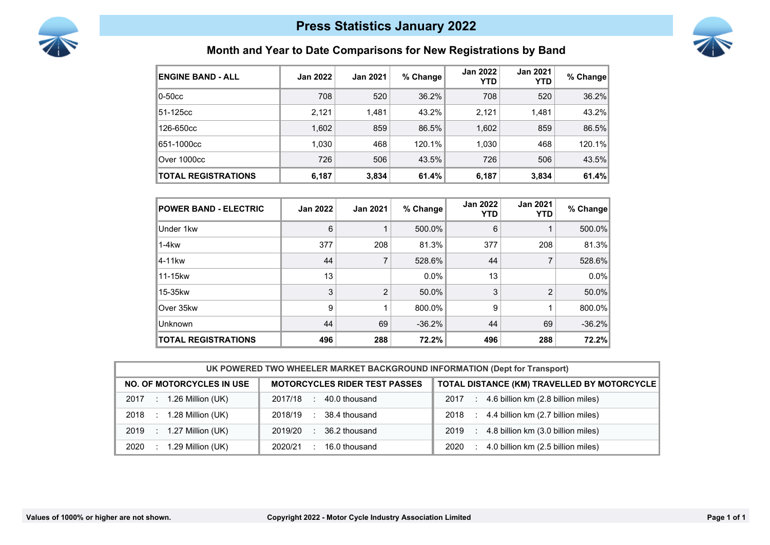# Press Statistics January 2022

## Month and Year to Date Comparisons for New Registrations by Band

| ENGINE BAND - ALL | Jan 2022 | Jan 2021 | % Change | Jan 2022 YTD | Jan 2021 YTD | % Change |
|---|---|---|---|---|---|---|
| 0-50cc | 708 | 520 | 36.2% | 708 | 520 | 36.2% |
| 51-125cc | 2,121 | 1,481 | 43.2% | 2,121 | 1,481 | 43.2% |
| 126-650cc | 1,602 | 859 | 86.5% | 1,602 | 859 | 86.5% |
| 651-1000cc | 1,030 | 468 | 120.1% | 1,030 | 468 | 120.1% |
| Over 1000cc | 726 | 506 | 43.5% | 726 | 506 | 43.5% |
| **TOTAL REGISTRATIONS** | **6,187** | **3,834** | **61.4%** | **6,187** | **3,834** | **61.4%** |

| POWER BAND - ELECTRIC | Jan 2022 | Jan 2021 | % Change | Jan 2022 YTD | Jan 2021 YTD | % Change |
|---|---|---|---|---|---|---|
| Under 1kw | 6 | 1 | 500.0% | 6 | 1 | 500.0% |
| 1-4kw | 377 | 208 | 81.3% | 377 | 208 | 81.3% |
| 4-11kw | 44 | 7 | 528.6% | 44 | 7 | 528.6% |
| 11-15kw | 13 | | 0.0% | 13 | | 0.0% |
| 15-35kw | 3 | 2 | 50.0% | 3 | 2 | 50.0% |
| Over 35kw | 9 | 1 | 800.0% | 9 | 1 | 800.0% |
| Unknown | 44 | 69 | -36.2% | 44 | 69 | -36.2% |
| **TOTAL REGISTRATIONS** | **496** | **288** | **72.2%** | **496** | **288** | **72.2%** |

| UK POWERED TWO WHEELER MARKET BACKGROUND INFORMATION (Dept for Transport) | | |
|---|---|---|
| **NO. OF MOTORCYCLES IN USE** | **MOTORCYCLES RIDER TEST PASSES** | **TOTAL DISTANCE (KM) TRAVELLED BY MOTORCYCLE** |
| 2017 : 1.26 Million (UK) | 2017/18 : 40.0 thousand | 2017 : 4.6 billion km (2.8 billion miles) |
| 2018 : 1.28 Million (UK) | 2018/19 : 38.4 thousand | 2018 : 4.4 billion km (2.7 billion miles) |
| 2019 : 1.27 Million (UK) | 2019/20 : 36.2 thousand | 2019 : 4.8 billion km (3.0 billion miles) |
| 2020 : 1.29 Million (UK) | 2020/21 : 16.0 thousand | 2020 : 4.0 billion km (2.5 billion miles) |

**Values of 1000% or higher are not shown.**

**Copyright 2022 - Motor Cycle Industry Association Limited**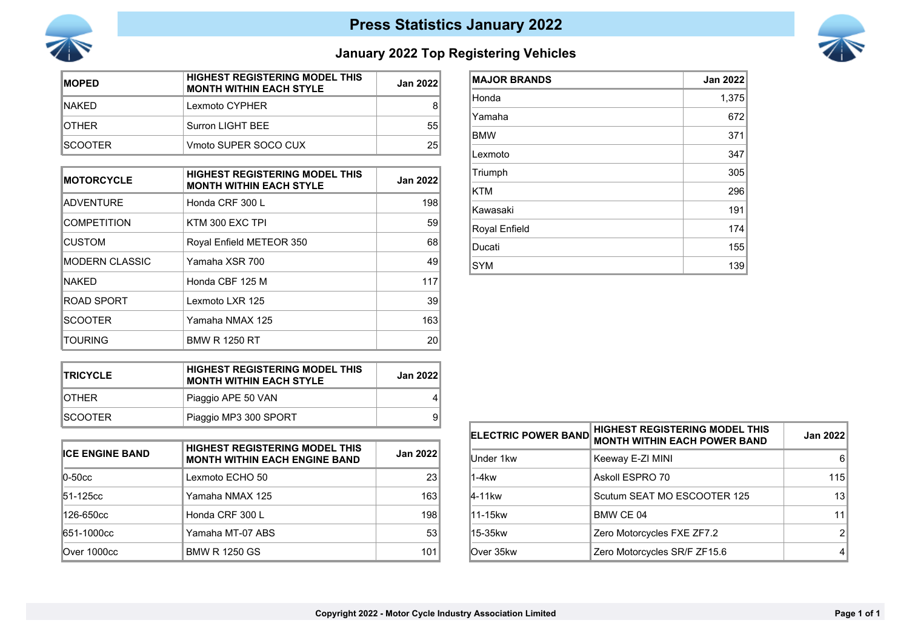# Press Statistics January 2022

## January 2022 Top Registering Vehicles

| MOPED | HIGHEST REGISTERING MODEL THIS MONTH WITHIN EACH STYLE | Jan 2022 |
|---|---|---|
| NAKED | Lexmoto CYPHER | 8 |
| OTHER | Surron LIGHT BEE | 55 |
| SCOOTER | Vmoto SUPER SOCO CUX | 25 |

| MOTORCYCLE | HIGHEST REGISTERING MODEL THIS MONTH WITHIN EACH STYLE | Jan 2022 |
|---|---|---|
| ADVENTURE | Honda CRF 300 L | 198 |
| COMPETITION | KTM 300 EXC TPI | 59 |
| CUSTOM | Royal Enfield METEOR 350 | 68 |
| MODERN CLASSIC | Yamaha XSR 700 | 49 |
| NAKED | Honda CBF 125 M | 117 |
| ROAD SPORT | Lexmoto LXR 125 | 39 |
| SCOOTER | Yamaha NMAX 125 | 163 |
| TOURING | BMW R 1250 RT | 20 |

| TRICYCLE | HIGHEST REGISTERING MODEL THIS MONTH WITHIN EACH STYLE | Jan 2022 |
|---|---|---|
| OTHER | Piaggio APE 50 VAN | 4 |
| SCOOTER | Piaggio MP3 300 SPORT | 9 |

| ICE ENGINE BAND | HIGHEST REGISTERING MODEL THIS MONTH WITHIN EACH ENGINE BAND | Jan 2022 |
|---|---|---|
| 0-50cc | Lexmoto ECHO 50 | 23 |
| 51-125cc | Yamaha NMAX 125 | 163 |
| 126-650cc | Honda CRF 300 L | 198 |
| 651-1000cc | Yamaha MT-07 ABS | 53 |
| Over 1000cc | BMW R 1250 GS | 101 |

| MAJOR BRANDS | Jan 2022 |
|---|---|
| Honda | 1,375 |
| Yamaha | 672 |
| BMW | 371 |
| Lexmoto | 347 |
| Triumph | 305 |
| KTM | 296 |
| Kawasaki | 191 |
| Royal Enfield | 174 |
| Ducati | 155 |
| SYM | 139 |

| ELECTRIC POWER BAND | HIGHEST REGISTERING MODEL THIS MONTH WITHIN EACH POWER BAND | Jan 2022 |
|---|---|---|
| Under 1kw | Keeway E-ZI MINI | 6 |
| 1-4kw | Askoll ESPRO 70 | 115 |
| 4-11kw | Scutum SEAT MO ESCOOTER 125 | 13 |
| 11-15kw | BMW CE 04 | 11 |
| 15-35kw | Zero Motorcycles FXE ZF7.2 | 2 |
| Over 35kw | Zero Motorcycles SR/F ZF15.6 | 4 |

Copyright 2022 - Motor Cycle Industry Association Limited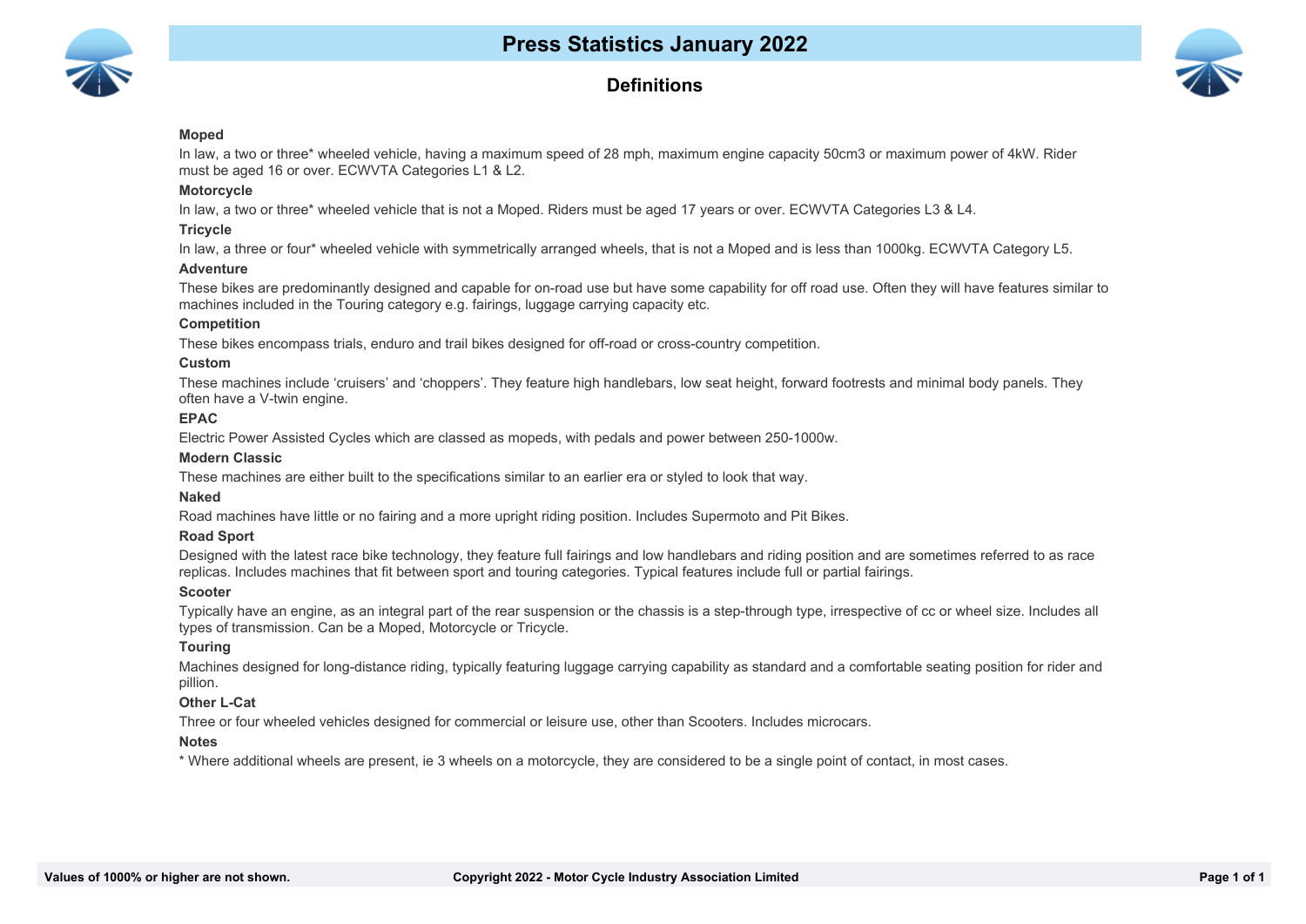# Press Statistics January 2022

## Definitions

**Moped**

In law, a two or three* wheeled vehicle, having a maximum speed of 28 mph, maximum engine capacity 50cm3 or maximum power of 4kW. Rider must be aged 16 or over. ECWVTA Categories L1 & L2.

**Motorcycle**

In law, a two or three* wheeled vehicle that is not a Moped. Riders must be aged 17 years or over. ECWVTA Categories L3 & L4.

**Tricycle**

In law, a three or four* wheeled vehicle with symmetrically arranged wheels, that is not a Moped and is less than 1000kg. ECWVTA Category L5.

**Adventure**

These bikes are predominantly designed and capable for on-road use but have some capability for off road use. Often they will have features similar to machines included in the Touring category e.g. fairings, luggage carrying capacity etc.

**Competition**

These bikes encompass trials, enduro and trail bikes designed for off-road or cross-country competition.

**Custom**

These machines include 'cruisers' and 'choppers'. They feature high handlebars, low seat height, forward footrests and minimal body panels. They often have a V-twin engine.

**EPAC**

Electric Power Assisted Cycles which are classed as mopeds, with pedals and power between 250-1000w.

**Modern Classic**

These machines are either built to the specifications similar to an earlier era or styled to look that way.

**Naked**

Road machines have little or no fairing and a more upright riding position. Includes Supermoto and Pit Bikes.

**Road Sport**

Designed with the latest race bike technology, they feature full fairings and low handlebars and riding position and are sometimes referred to as race replicas. Includes machines that fit between sport and touring categories. Typical features include full or partial fairings.

**Scooter**

Typically have an engine, as an integral part of the rear suspension or the chassis is a step-through type, irrespective of cc or wheel size. Includes all types of transmission. Can be a Moped, Motorcycle or Tricycle.

**Touring**

Machines designed for long-distance riding, typically featuring luggage carrying capability as standard and a comfortable seating position for rider and pillion.

**Other L-Cat**

Three or four wheeled vehicles designed for commercial or leisure use, other than Scooters. Includes microcars.

**Notes**

* Where additional wheels are present, ie 3 wheels on a motorcycle, they are considered to be a single point of contact, in most cases.

Values of 1000% or higher are not shown.

Copyright 2022 - Motor Cycle Industry Association Limited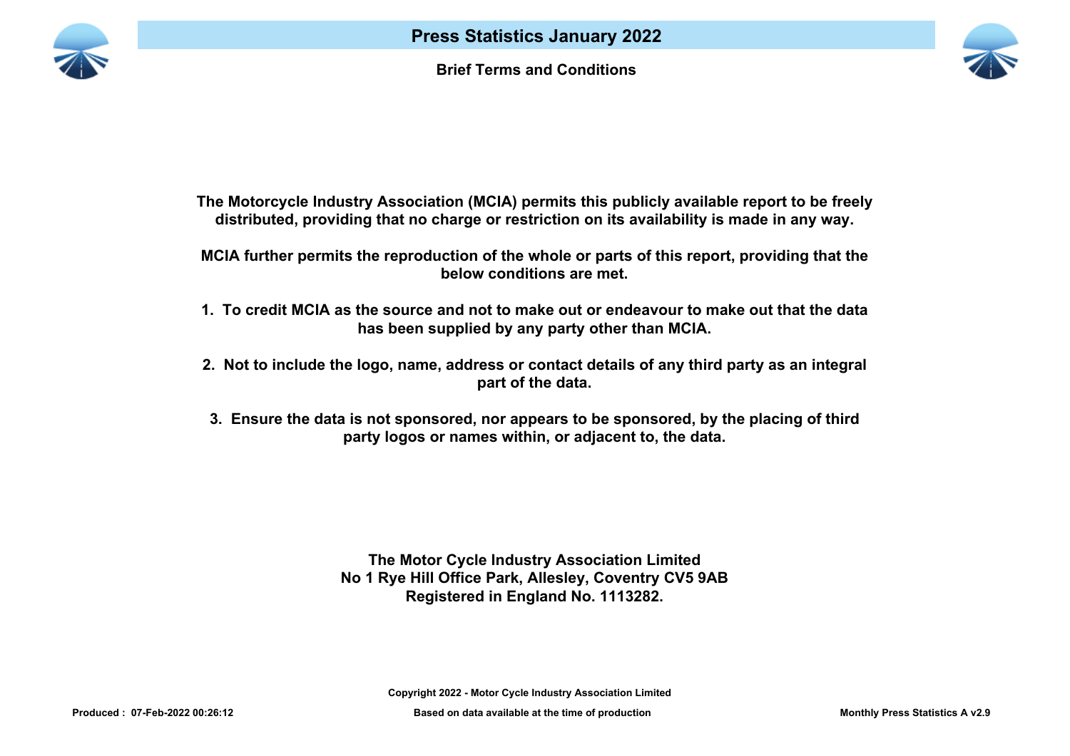# Press Statistics January 2022

## Brief Terms and Conditions

**The Motorcycle Industry Association (MCIA) permits this publicly available report to be freely distributed, providing that no charge or restriction on its availability is made in any way.**

**MCIA further permits the reproduction of the whole or parts of this report, providing that the below conditions are met.**

1. **To credit MCIA as the source and not to make out or endeavour to make out that the data has been supplied by any party other than MCIA.**

2. **Not to include the logo, name, address or contact details of any third party as an integral part of the data.**

3. **Ensure the data is not sponsored, nor appears to be sponsored, by the placing of third party logos or names within, or adjacent to, the data.**

**The Motor Cycle Industry Association Limited**
**No 1 Rye Hill Office Park, Allesley, Coventry CV5 9AB**
**Registered in England No. 1113282.**

Copyright 2022 - Motor Cycle Industry Association Limited

Produced : 07-Feb-2022 00:26:12 | Based on data available at the time of production | Monthly Press Statistics A v2.9